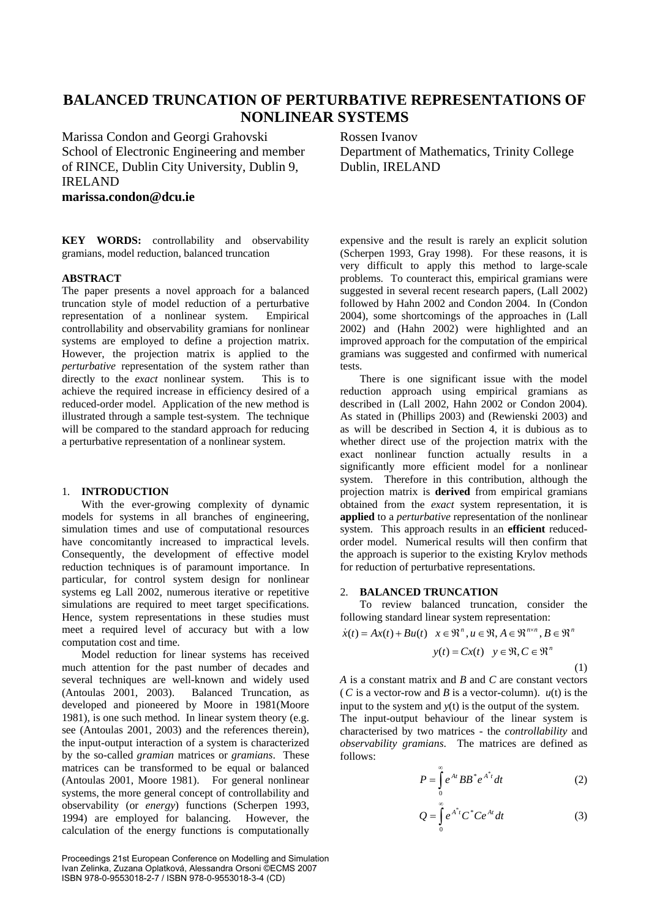# BALANCED TRUNCATION OF PERTURBATIVE REPRESENTATIONS OF NONLINEAR SYSTEMS

Marissa Condon and Georgi Grahovski
School of Electronic Engineering and member of RINCE, Dublin City University, Dublin 9, IRELAND
**marissa.condon@dcu.ie**

Rossen Ivanov
Department of Mathematics, Trinity College Dublin, IRELAND

**KEY WORDS:** controllability and observability gramians, model reduction, balanced truncation

## ABSTRACT

The paper presents a novel approach for a balanced truncation style of model reduction of a perturbative representation of a nonlinear system. Empirical controllability and observability gramians for nonlinear systems are employed to define a projection matrix. However, the projection matrix is applied to the *perturbative* representation of the system rather than directly to the *exact* nonlinear system. This is to achieve the required increase in efficiency desired of a reduced-order model. Application of the new method is illustrated through a sample test-system. The technique will be compared to the standard approach for reducing a perturbative representation of a nonlinear system.

## 1. INTRODUCTION

With the ever-growing complexity of dynamic models for systems in all branches of engineering, simulation times and use of computational resources have concomitantly increased to impractical levels. Consequently, the development of effective model reduction techniques is of paramount importance. In particular, for control system design for nonlinear systems eg Lall 2002, numerous iterative or repetitive simulations are required to meet target specifications. Hence, system representations in these studies must meet a required level of accuracy but with a low computation cost and time.

Model reduction for linear systems has received much attention for the past number of decades and several techniques are well-known and widely used (Antoulas 2001, 2003). Balanced Truncation, as developed and pioneered by Moore in 1981(Moore 1981), is one such method. In linear system theory (e.g. see (Antoulas 2001, 2003) and the references therein), the input-output interaction of a system is characterized by the so-called *gramian* matrices or *gramians*. These matrices can be transformed to be equal or balanced (Antoulas 2001, Moore 1981). For general nonlinear systems, the more general concept of controllability and observability (or *energy*) functions (Scherpen 1993, 1994) are employed for balancing. However, the calculation of the energy functions is computationally expensive and the result is rarely an explicit solution (Scherpen 1993, Gray 1998). For these reasons, it is very difficult to apply this method to large-scale problems. To counteract this, empirical gramians were suggested in several recent research papers, (Lall 2002) followed by Hahn 2002 and Condon 2004. In (Condon 2004), some shortcomings of the approaches in (Lall 2002) and (Hahn 2002) were highlighted and an improved approach for the computation of the empirical gramians was suggested and confirmed with numerical tests.

There is one significant issue with the model reduction approach using empirical gramians as described in (Lall 2002, Hahn 2002 or Condon 2004). As stated in (Phillips 2003) and (Rewienski 2003) and as will be described in Section 4, it is dubious as to whether direct use of the projection matrix with the exact nonlinear function actually results in a significantly more efficient model for a nonlinear system. Therefore in this contribution, although the projection matrix is **derived** from empirical gramians obtained from the *exact* system representation, it is **applied** to a *perturbative* representation of the nonlinear system. This approach results in an **efficient** reduced-order model. Numerical results will then confirm that the approach is superior to the existing Krylov methods for reduction of perturbative representations.

## 2. BALANCED TRUNCATION

To review balanced truncation, consider the following standard linear system representation:

$$\dot{x}(t) = Ax(t) + Bu(t) \quad x \in \Re^n, u \in \Re, A \in \Re^{n\times n}, B \in \Re^n$$
$$y(t) = Cx(t) \quad y \in \Re, C \in \Re^n \tag{1}$$

$A$ is a constant matrix and $B$ and $C$ are constant vectors ($C$ is a vector-row and $B$ is a vector-column). $u$(t) is the input to the system and $y$(t) is the output of the system.

The input-output behaviour of the linear system is characterised by two matrices - the *controllability* and *observability gramians*. The matrices are defined as follows:

$$P = \int_0^\infty e^{At} BB^* e^{A^* t} dt \tag{2}$$

$$Q = \int_0^\infty e^{A^* t} C^* C e^{At} dt \tag{3}$$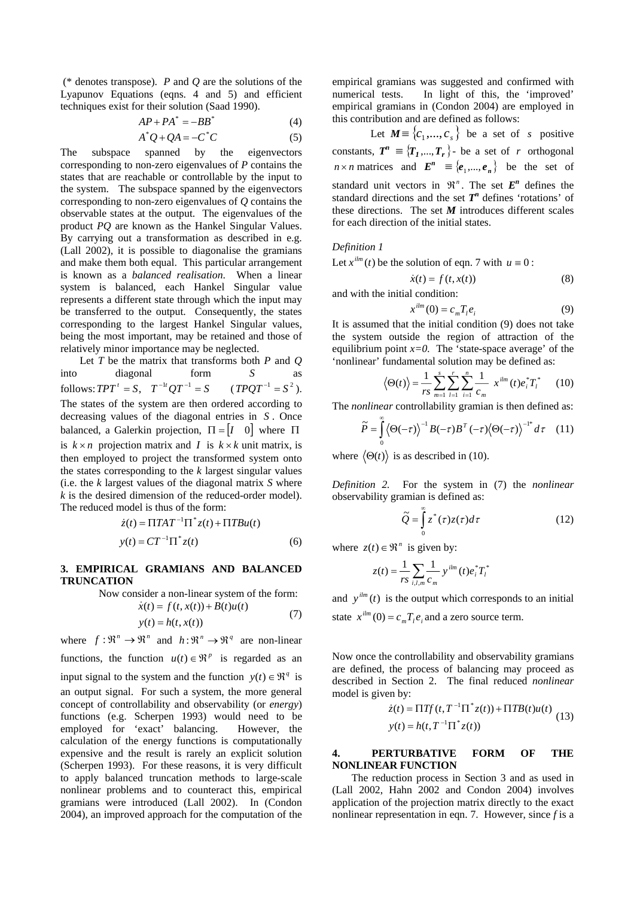(* denotes transpose). $P$ and $Q$ are the solutions of the Lyapunov Equations (eqns. 4 and 5) and efficient techniques exist for their solution (Saad 1990).

$$AP + PA^* = -BB^* \tag{4}$$

$$A^*Q + QA = -C^*C \tag{5}$$

The subspace spanned by the eigenvectors corresponding to non-zero eigenvalues of $P$ contains the states that are reachable or controllable by the input to the system. The subspace spanned by the eigenvectors corresponding to non-zero eigenvalues of $Q$ contains the observable states at the output. The eigenvalues of the product $PQ$ are known as the Hankel Singular Values. By carrying out a transformation as described in e.g. (Lall 2002), it is possible to diagonalise the gramians and make them both equal. This particular arrangement is known as a *balanced realisation*. When a linear system is balanced, each Hankel Singular value represents a different state through which the input may be transferred to the output. Consequently, the states corresponding to the largest Hankel Singular values, being the most important, may be retained and those of relatively minor importance may be neglected.

Let $T$ be the matrix that transforms both $P$ and $Q$ into diagonal form $S$ as follows: $TPT^t = S, \quad T^{-1t}QT^{-1} = S \qquad (TPQT^{-1} = S^2)$. The states of the system are then ordered according to decreasing values of the diagonal entries in $S$. Once balanced, a Galerkin projection, $\Pi = [I \quad 0]$ where $\Pi$ is $k \times n$ projection matrix and $I$ is $k \times k$ unit matrix, is then employed to project the transformed system onto the states corresponding to the $k$ largest singular values (i.e. the $k$ largest values of the diagonal matrix $S$ where $k$ is the desired dimension of the reduced-order model). The reduced model is thus of the form:

$$\begin{aligned} \dot{z}(t) &= \Pi TAT^{-1}\Pi^* z(t) + \Pi TBu(t) \\ y(t) &= CT^{-1}\Pi^* z(t) \end{aligned} \tag{6}$$

## 3. EMPIRICAL GRAMIANS AND BALANCED TRUNCATION

Now consider a non-linear system of the form:

$$\begin{aligned} \dot{x}(t) &= f(t, x(t)) + B(t)u(t) \\ y(t) &= h(t, x(t)) \end{aligned} \tag{7}$$

where $f : \Re^n \to \Re^n$ and $h : \Re^n \to \Re^q$ are non-linear functions, the function $u(t) \in \Re^p$ is regarded as an input signal to the system and the function $y(t) \in \Re^q$ is an output signal. For such a system, the more general concept of controllability and observability (or *energy*) functions (e.g. Scherpen 1993) would need to be employed for 'exact' balancing. However, the calculation of the energy functions is computationally expensive and the result is rarely an explicit solution (Scherpen 1993). For these reasons, it is very difficult to apply balanced truncation methods to large-scale nonlinear problems and to counteract this, empirical gramians were introduced (Lall 2002). In (Condon 2004), an improved approach for the computation of the empirical gramians was suggested and confirmed with numerical tests. In light of this, the 'improved' empirical gramians in (Condon 2004) are employed in this contribution and are defined as follows:

Let $\boldsymbol{M} \equiv \{c_1, \ldots, c_s\}$ be a set of $s$ positive constants, $\boldsymbol{T^n} \equiv \{\boldsymbol{T_1}, \ldots, \boldsymbol{T_r}\}$ - be a set of $r$ orthogonal $n \times n$ matrices and $\boldsymbol{E^n} \equiv \{\boldsymbol{e}_1, \ldots, \boldsymbol{e_n}\}$ be the set of standard unit vectors in $\Re^n$. The set $\boldsymbol{E^n}$ defines the standard directions and the set $\boldsymbol{T^n}$ defines 'rotations' of these directions. The set $\boldsymbol{M}$ introduces different scales for each direction of the initial states.

*Definition 1*

Let $x^{ilm}(t)$ be the solution of eqn. 7 with $u \equiv 0$:

$$\dot{x}(t) = f(t, x(t)) \tag{8}$$

and with the initial condition:

$$x^{ilm}(0) = c_m T_l e_i \tag{9}$$

It is assumed that the initial condition (9) does not take the system outside the region of attraction of the equilibrium point $x=0$. The 'state-space average' of the 'nonlinear' fundamental solution may be defined as:

$$\langle \Theta(t) \rangle = \frac{1}{rs} \sum_{m=1}^{s} \sum_{l=1}^{r} \sum_{i=1}^{n} \frac{1}{c_m} x^{ilm}(t) e_i^* T_l^* \tag{10}$$

The *nonlinear* controllability gramian is then defined as:

$$\widetilde{P} = \int_0^\infty \langle \Theta(-\tau) \rangle^{-1} B(-\tau) B^T(-\tau) \langle \Theta(-\tau) \rangle^{-1^*} d\tau \tag{11}$$

where $\langle \Theta(t) \rangle$ is as described in (10).

*Definition 2.* For the system in (7) the *nonlinear* observability gramian is defined as:

$$\widetilde{Q} = \int_0^\infty z^*(\tau) z(\tau) d\tau \tag{12}$$

where $z(t) \in \Re^n$ is given by:

$$z(t) = \frac{1}{rs} \sum_{i,l,m} \frac{1}{c_m} y^{ilm}(t) e_i^* T_l^*$$

and $y^{ilm}(t)$ is the output which corresponds to an initial state $x^{ilm}(0) = c_m T_l e_i$ and a zero source term.

Now once the controllability and observability gramians are defined, the process of balancing may proceed as described in Section 2. The final reduced *nonlinear* model is given by:

$$\begin{aligned} \dot{z}(t) &= \Pi Tf(t, T^{-1}\Pi^* z(t)) + \Pi TB(t)u(t) \\ y(t) &= h(t, T^{-1}\Pi^* z(t)) \end{aligned} \tag{13}$$

## 4. PERTURBATIVE FORM OF THE NONLINEAR FUNCTION

The reduction process in Section 3 and as used in (Lall 2002, Hahn 2002 and Condon 2004) involves application of the projection matrix directly to the exact nonlinear representation in eqn. 7. However, since $f$ is a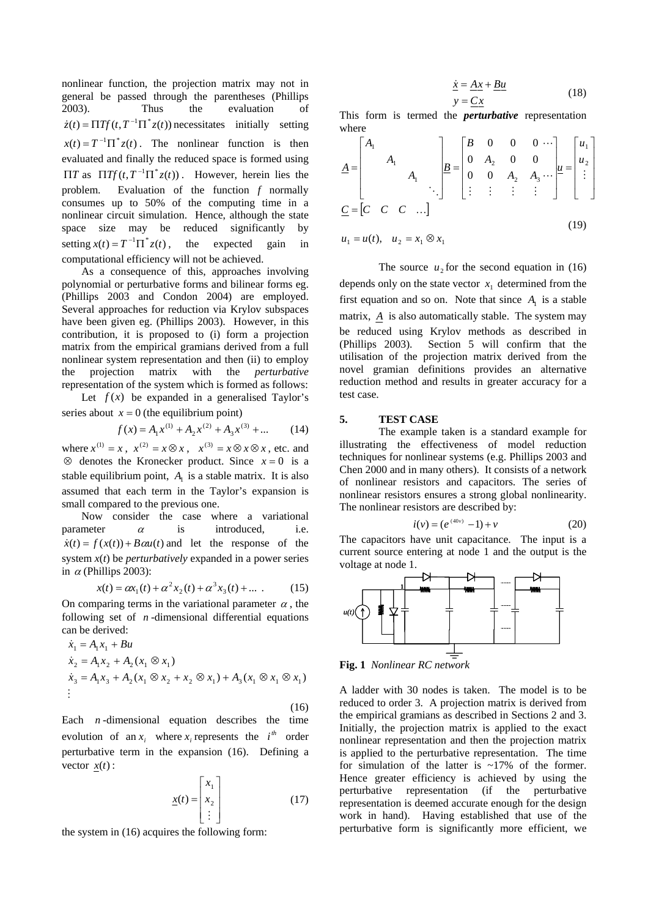nonlinear function, the projection matrix may not in general be passed through the parentheses (Phillips 2003). Thus the evaluation of $\dot{z}(t) = \Pi T f(t, T^{-1}\Pi^* z(t))$ necessitates initially setting $x(t) = T^{-1}\Pi^* z(t)$. The nonlinear function is then evaluated and finally the reduced space is formed using $\Pi T$ as $\Pi T f(t, T^{-1}\Pi^* z(t))$. However, herein lies the problem. Evaluation of the function $f$ normally consumes up to 50% of the computing time in a nonlinear circuit simulation. Hence, although the state space size may be reduced significantly by setting $x(t) = T^{-1}\Pi^* z(t)$, the expected gain in computational efficiency will not be achieved.

As a consequence of this, approaches involving polynomial or perturbative forms and bilinear forms eg. (Phillips 2003 and Condon 2004) are employed. Several approaches for reduction via Krylov subspaces have been given eg. (Phillips 2003). However, in this contribution, it is proposed to (i) form a projection matrix from the empirical gramians derived from a full nonlinear system representation and then (ii) to employ the projection matrix with the *perturbative* representation of the system which is formed as follows:

Let $f(x)$ be expanded in a generalised Taylor's series about $x = 0$ (the equilibrium point)

$$f(x) = A_1 x^{(1)} + A_2 x^{(2)} + A_3 x^{(3)} + \ldots \qquad (14)$$

where $x^{(1)} = x$, $x^{(2)} = x \otimes x$, $x^{(3)} = x \otimes x \otimes x$, etc. and $\otimes$ denotes the Kronecker product. Since $x = 0$ is a stable equilibrium point, $A_1$ is a stable matrix. It is also assumed that each term in the Taylor's expansion is small compared to the previous one.

Now consider the case where a variational parameter $\alpha$ is introduced, i.e. $\dot{x}(t) = f(x(t)) + B\alpha u(t)$ and let the response of the system $x(t)$ be *perturbatively* expanded in a power series in $\alpha$ (Phillips 2003):

$$x(t) = \alpha x_1(t) + \alpha^2 x_2(t) + \alpha^3 x_3(t) + \ldots \qquad (15)$$

On comparing terms in the variational parameter $\alpha$, the following set of $n$-dimensional differential equations can be derived:

$$\begin{aligned}
\dot{x}_1 &= A_1 x_1 + Bu \\
\dot{x}_2 &= A_1 x_2 + A_2 (x_1 \otimes x_1) \\
\dot{x}_3 &= A_1 x_3 + A_2 (x_1 \otimes x_2 + x_2 \otimes x_1) + A_3 (x_1 \otimes x_1 \otimes x_1) \\
&\vdots
\end{aligned} \qquad (16)$$

Each $n$-dimensional equation describes the time evolution of an $x_i$ where $x_i$ represents the $i^{th}$ order perturbative term in the expansion (16). Defining a vector $\underline{x}(t)$:

$$\underline{x}(t) = \begin{bmatrix} x_1 \\ x_2 \\ \vdots \end{bmatrix} \qquad (17)$$

the system in (16) acquires the following form:

$$\begin{aligned}
\dot{\underline{x}} &= \underline{A}\underline{x} + \underline{B}\underline{u} \\
y &= \underline{C}\underline{x}
\end{aligned} \qquad (18)$$

This form is termed the ***perturbative*** representation where

$$\underline{A} = \begin{bmatrix} A_1 & & & \\ & A_1 & & \\ & & A_1 & \\ & & & \ddots \end{bmatrix} \quad \underline{B} = \begin{bmatrix} B & 0 & 0 & 0 & \cdots \\ 0 & A_2 & 0 & 0 & \\ 0 & 0 & A_2 & A_3 & \cdots \\ \vdots & \vdots & \vdots & \vdots & \end{bmatrix} \quad \underline{u} = \begin{bmatrix} u_1 \\ u_2 \\ \vdots \end{bmatrix}$$

$$\underline{C} = \begin{bmatrix} C & C & C & \ldots \end{bmatrix} \qquad (19)$$

$$u_1 = u(t), \quad u_2 = x_1 \otimes x_1$$

The source $u_2$ for the second equation in (16) depends only on the state vector $x_1$ determined from the first equation and so on. Note that since $A_1$ is a stable matrix, $\underline{A}$ is also automatically stable. The system may be reduced using Krylov methods as described in (Phillips 2003). Section 5 will confirm that the utilisation of the projection matrix derived from the novel gramian definitions provides an alternative reduction method and results in greater accuracy for a test case.

## 5. TEST CASE

The example taken is a standard example for illustrating the effectiveness of model reduction techniques for nonlinear systems (e.g. Phillips 2003 and Chen 2000 and in many others). It consists of a network of nonlinear resistors and capacitors. The series of nonlinear resistors ensures a strong global nonlinearity. The nonlinear resistors are described by:

$$i(v) = (e^{(40v)} - 1) + v \qquad (20)$$

The capacitors have unit capacitance. The input is a current source entering at node 1 and the output is the voltage at node 1.

**Fig. 1** *Nonlinear RC network*

A ladder with 30 nodes is taken. The model is to be reduced to order 3. A projection matrix is derived from the empirical gramians as described in Sections 2 and 3. Initially, the projection matrix is applied to the exact nonlinear representation and then the projection matrix is applied to the perturbative representation. The time for simulation of the latter is ~17% of the former. Hence greater efficiency is achieved by using the perturbative representation (if the perturbative representation is deemed accurate enough for the design work in hand). Having established that use of the perturbative form is significantly more efficient, we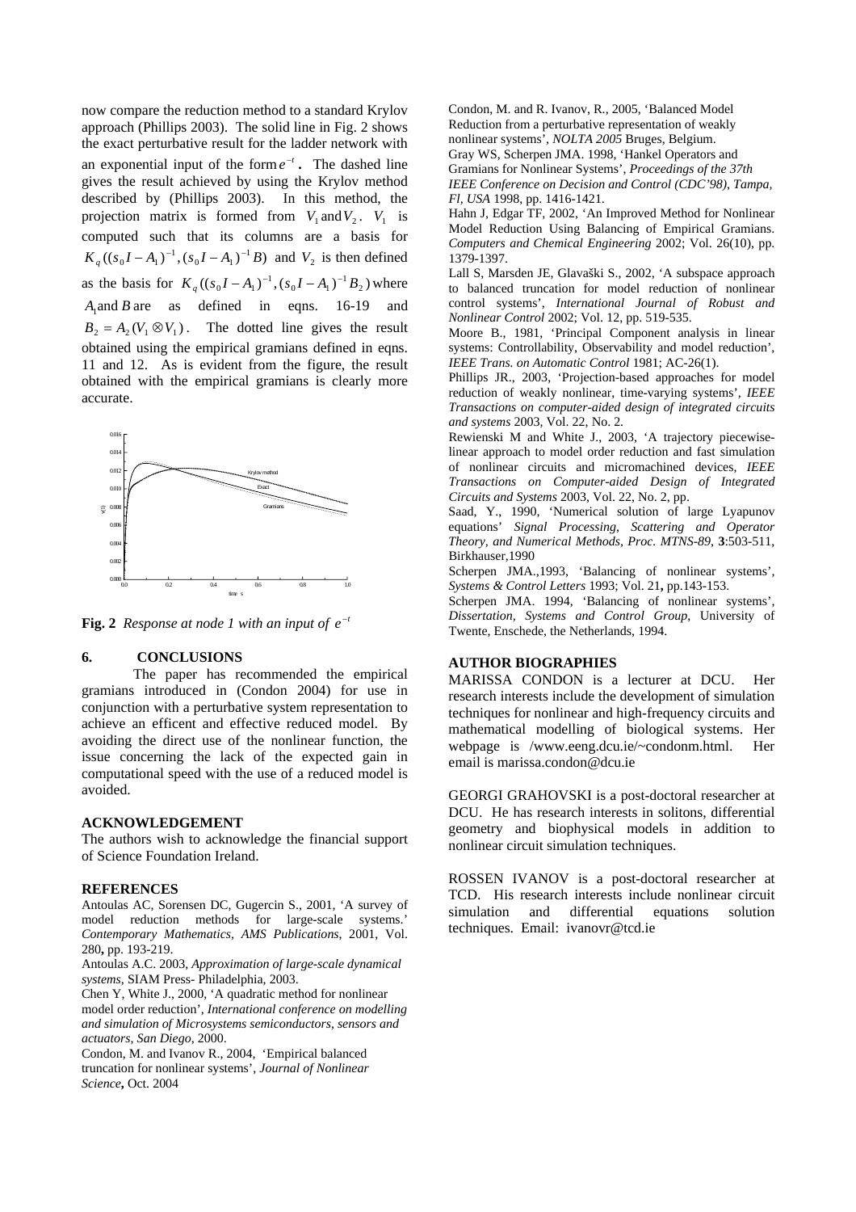now compare the reduction method to a standard Krylov approach (Phillips 2003). The solid line in Fig. 2 shows the exact perturbative result for the ladder network with an exponential input of the form $e^{-t}$. The dashed line gives the result achieved by using the Krylov method described by (Phillips 2003). In this method, the projection matrix is formed from $V_1$ and $V_2$. $V_1$ is computed such that its columns are a basis for $K_q((s_0 I - A_1)^{-1}, (s_0 I - A_1)^{-1} B)$ and $V_2$ is then defined as the basis for $K_q((s_0 I - A_1)^{-1}, (s_0 I - A_1)^{-1} B_2)$ where $A_1$ and $B$ are as defined in eqns. 16-19 and $B_2 = A_2(V_1 \otimes V_1)$. The dotted line gives the result obtained using the empirical gramians defined in eqns. 11 and 12. As is evident from the figure, the result obtained with the empirical gramians is clearly more accurate.

0.016
0.014
0.012
0.010
0.008
0.006
0.004
0.002
0.000
v(t)
0.0
0.2
0.4
0.6
0.8
1.0
time s
Krylov method
Exact
Gramians

**Fig. 2** *Response at node 1 with an input of* $e^{-t}$

## 6. CONCLUSIONS

The paper has recommended the empirical gramians introduced in (Condon 2004) for use in conjunction with a perturbative system representation to achieve an efficent and effective reduced model. By avoiding the direct use of the nonlinear function, the issue concerning the lack of the expected gain in computational speed with the use of a reduced model is avoided.

## ACKNOWLEDGEMENT

The authors wish to acknowledge the financial support of Science Foundation Ireland.

## REFERENCES

Antoulas AC, Sorensen DC, Gugercin S., 2001, 'A survey of model reduction methods for large-scale systems.' *Contemporary Mathematics, AMS Publications*, 2001, Vol. 280**,** pp. 193-219.

Antoulas A.C. 2003, *Approximation of large-scale dynamical systems*, SIAM Press- Philadelphia, 2003.

Chen Y, White J., 2000, 'A quadratic method for nonlinear model order reduction', *International conference on modelling and simulation of Microsystems semiconductors, sensors and actuators, San Diego*, 2000.

Condon, M. and Ivanov R., 2004, 'Empirical balanced truncation for nonlinear systems', *Journal of Nonlinear Science***,** Oct. 2004

Condon, M. and R. Ivanov, R., 2005, 'Balanced Model Reduction from a perturbative representation of weakly nonlinear systems', *NOLTA 2005* Bruges, Belgium.

Gray WS, Scherpen JMA. 1998, 'Hankel Operators and Gramians for Nonlinear Systems', *Proceedings of the 37th IEEE Conference on Decision and Control (CDC'98), Tampa, Fl, USA* 1998, pp. 1416-1421.

Hahn J, Edgar TF, 2002, 'An Improved Method for Nonlinear Model Reduction Using Balancing of Empirical Gramians. *Computers and Chemical Engineering* 2002; Vol. 26(10), pp. 1379-1397.

Lall S, Marsden JE, Glavaški S., 2002, 'A subspace approach to balanced truncation for model reduction of nonlinear control systems', *International Journal of Robust and Nonlinear Control* 2002; Vol. 12, pp. 519-535.

Moore B., 1981, 'Principal Component analysis in linear systems: Controllability, Observability and model reduction', *IEEE Trans. on Automatic Control* 1981; AC-26(1).

Phillips JR., 2003, 'Projection-based approaches for model reduction of weakly nonlinear, time-varying systems', *IEEE Transactions on computer-aided design of integrated circuits and systems* 2003, Vol. 22, No. 2.

Rewienski M and White J., 2003, 'A trajectory piecewise-linear approach to model order reduction and fast simulation of nonlinear circuits and micromachined devices, *IEEE Transactions on Computer-aided Design of Integrated Circuits and Systems* 2003, Vol. 22, No. 2, pp.

Saad, Y., 1990, 'Numerical solution of large Lyapunov equations' *Signal Processing, Scattering and Operator Theory, and Numerical Methods, Proc. MTNS-89*, **3**:503-511, Birkhauser,1990

Scherpen JMA.,1993, 'Balancing of nonlinear systems', *Systems & Control Letters* 1993; Vol. 21**,** pp.143-153.

Scherpen JMA. 1994, 'Balancing of nonlinear systems', *Dissertation, Systems and Control Group*, University of Twente, Enschede, the Netherlands, 1994.

## AUTHOR BIOGRAPHIES

MARISSA CONDON is a lecturer at DCU. Her research interests include the development of simulation techniques for nonlinear and high-frequency circuits and mathematical modelling of biological systems. Her webpage is /www.eeng.dcu.ie/~condonm.html. Her email is marissa.condon@dcu.ie

GEORGI GRAHOVSKI is a post-doctoral researcher at DCU. He has research interests in solitons, differential geometry and biophysical models in addition to nonlinear circuit simulation techniques.

ROSSEN IVANOV is a post-doctoral researcher at TCD. His research interests include nonlinear circuit simulation and differential equations solution techniques. Email: ivanovr@tcd.ie